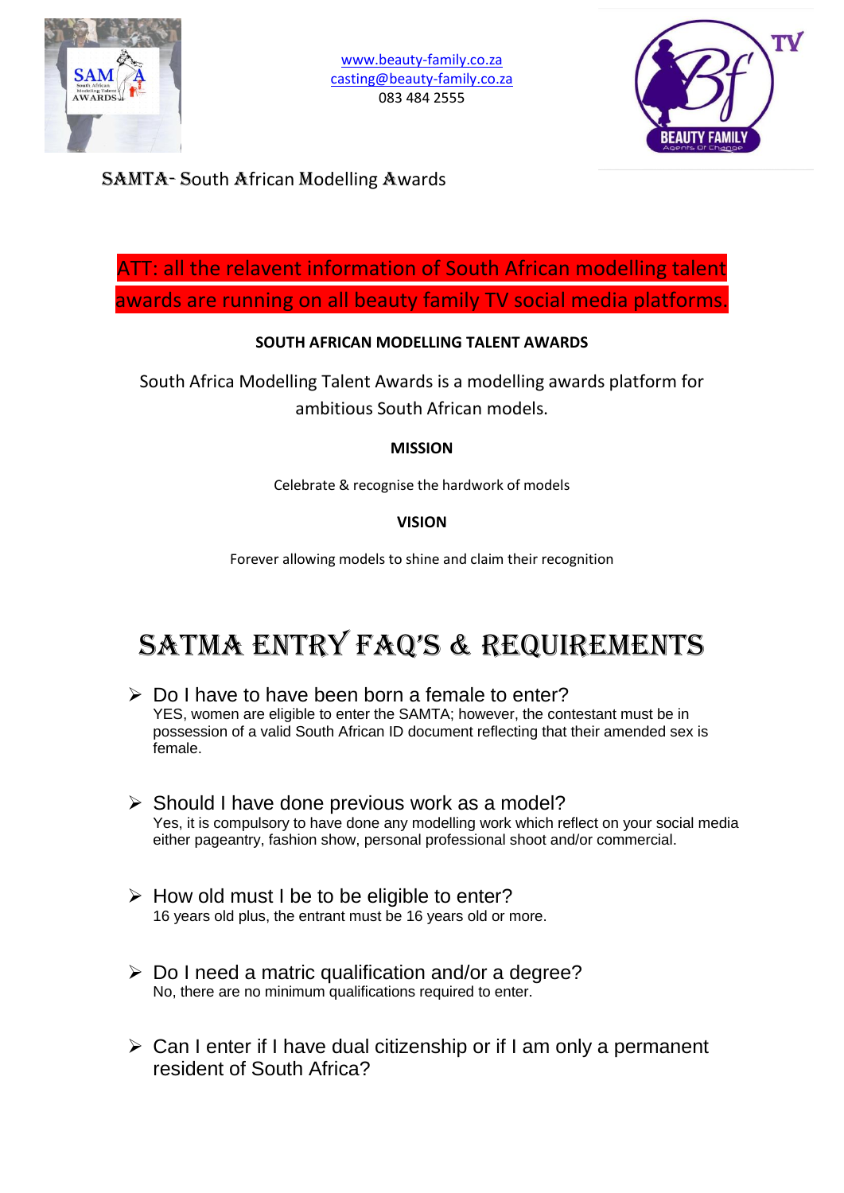www.beauty-family.co.za
casting@beauty-family.co.za
083 484 2555

SAMTA- South African Modelling Awards

ATT: all the relavent information of South African modelling talent awards are running on all beauty family TV social media platforms.

**SOUTH AFRICAN MODELLING TALENT AWARDS**

South Africa Modelling Talent Awards is a modelling awards platform for ambitious South African models.

**MISSION**

Celebrate & recognise the hardwork of models

**VISION**

Forever allowing models to shine and claim their recognition

# SATMA ENTRY FAQ'S & REQUIREMENTS

- Do I have to have been born a female to enter?
  YES, women are eligible to enter the SAMTA; however, the contestant must be in possession of a valid South African ID document reflecting that their amended sex is female.

- Should I have done previous work as a model?
  Yes, it is compulsory to have done any modelling work which reflect on your social media either pageantry, fashion show, personal professional shoot and/or commercial.

- How old must I be to be eligible to enter?
  16 years old plus, the entrant must be 16 years old or more.

- Do I need a matric qualification and/or a degree?
  No, there are no minimum qualifications required to enter.

- Can I enter if I have dual citizenship or if I am only a permanent resident of South Africa?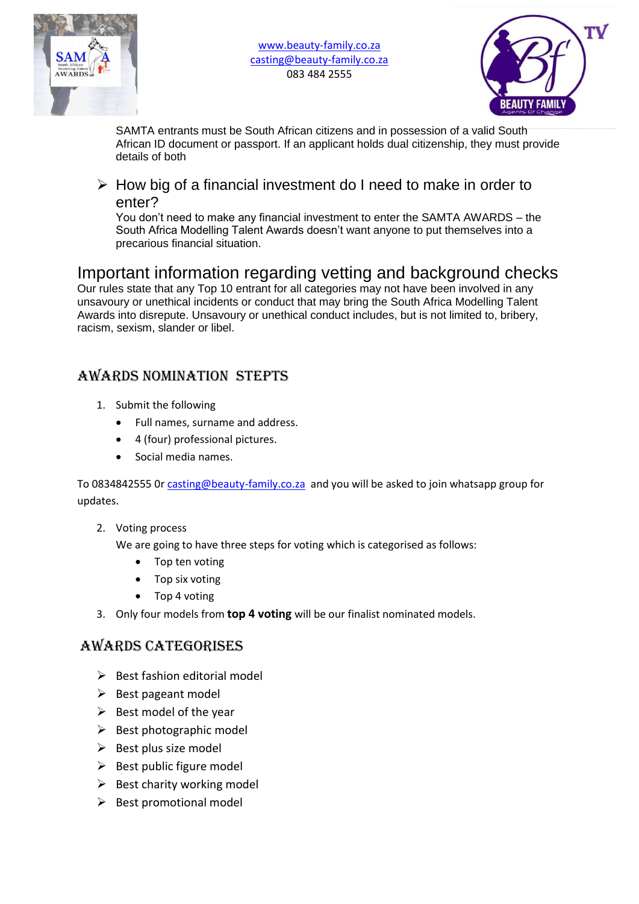www.beauty-family.co.za
casting@beauty-family.co.za
083 484 2555

SAMTA entrants must be South African citizens and in possession of a valid South African ID document or passport. If an applicant holds dual citizenship, they must provide details of both

- How big of a financial investment do I need to make in order to enter?

  You don't need to make any financial investment to enter the SAMTA AWARDS – the South Africa Modelling Talent Awards doesn't want anyone to put themselves into a precarious financial situation.

## Important information regarding vetting and background checks

Our rules state that any Top 10 entrant for all categories may not have been involved in any unsavoury or unethical incidents or conduct that may bring the South Africa Modelling Talent Awards into disrepute. Unsavoury or unethical conduct includes, but is not limited to, bribery, racism, sexism, slander or libel.

## AWARDS NOMINATION STEPTS

1. Submit the following
   - Full names, surname and address.
   - 4 (four) professional pictures.
   - Social media names.

To 0834842555 0r casting@beauty-family.co.za and you will be asked to join whatsapp group for updates.

2. Voting process

   We are going to have three steps for voting which is categorised as follows:
   - Top ten voting
   - Top six voting
   - Top 4 voting
3. Only four models from **top 4 voting** will be our finalist nominated models.

## AWARDS CATEGORISES

- Best fashion editorial model
- Best pageant model
- Best model of the year
- Best photographic model
- Best plus size model
- Best public figure model
- Best charity working model
- Best promotional model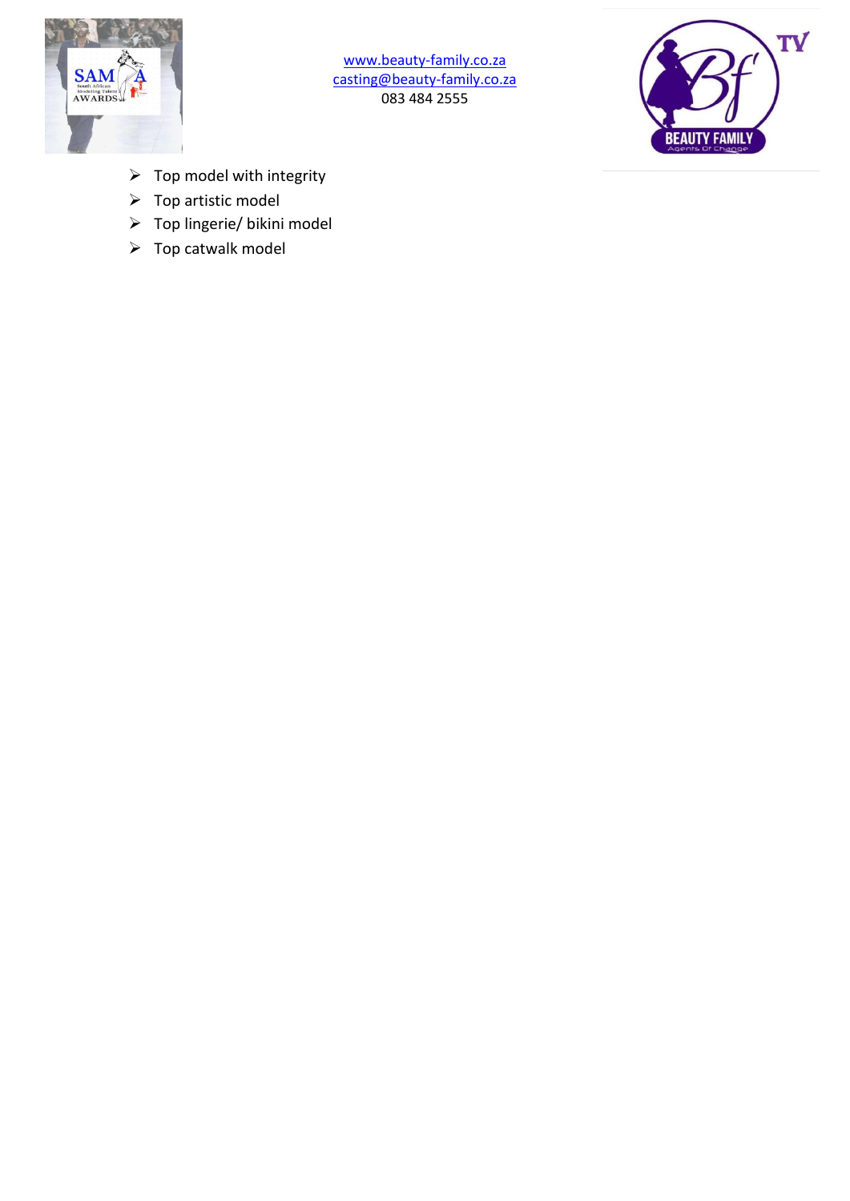- Top model with integrity
- Top artistic model
- Top lingerie/ bikini model
- Top catwalk model